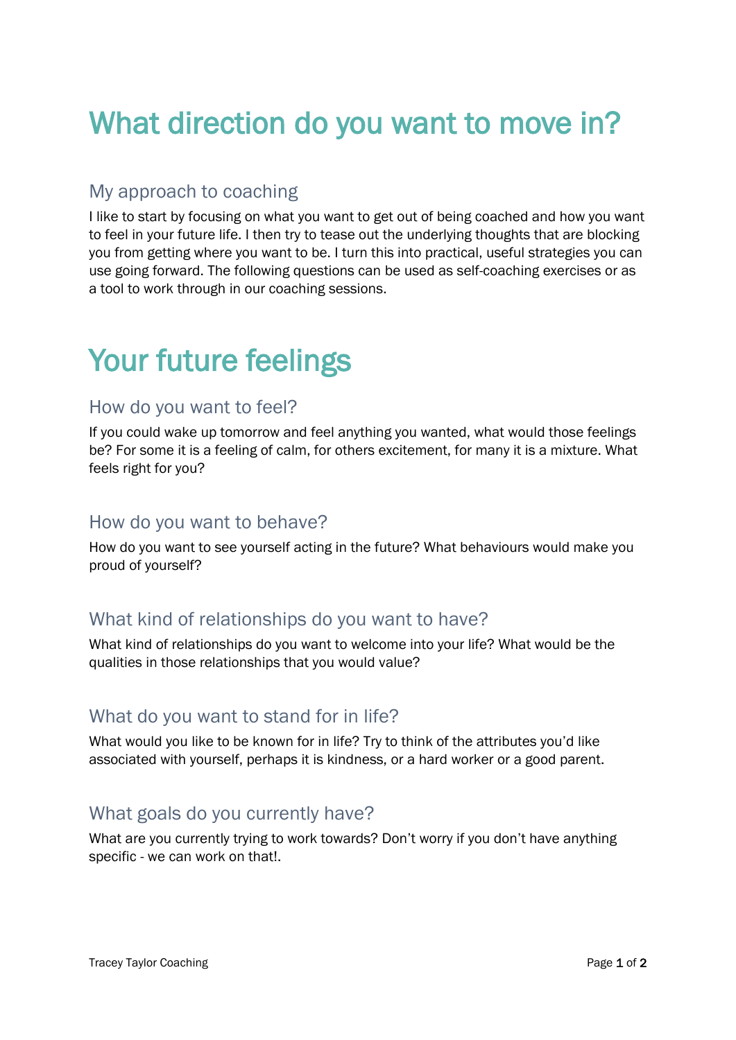# What direction do you want to move in?

## My approach to coaching

I like to start by focusing on what you want to get out of being coached and how you want to feel in your future life. I then try to tease out the underlying thoughts that are blocking you from getting where you want to be. I turn this into practical, useful strategies you can use going forward. The following questions can be used as self-coaching exercises or as a tool to work through in our coaching sessions.

# Your future feelings

## How do you want to feel?

If you could wake up tomorrow and feel anything you wanted, what would those feelings be? For some it is a feeling of calm, for others excitement, for many it is a mixture. What feels right for you?

## How do you want to behave?

How do you want to see yourself acting in the future? What behaviours would make you proud of yourself?

## What kind of relationships do you want to have?

What kind of relationships do you want to welcome into your life? What would be the qualities in those relationships that you would value?

## What do you want to stand for in life?

What would you like to be known for in life? Try to think of the attributes you'd like associated with yourself, perhaps it is kindness, or a hard worker or a good parent.

## What goals do you currently have?

What are you currently trying to work towards? Don't worry if you don't have anything specific - we can work on that!.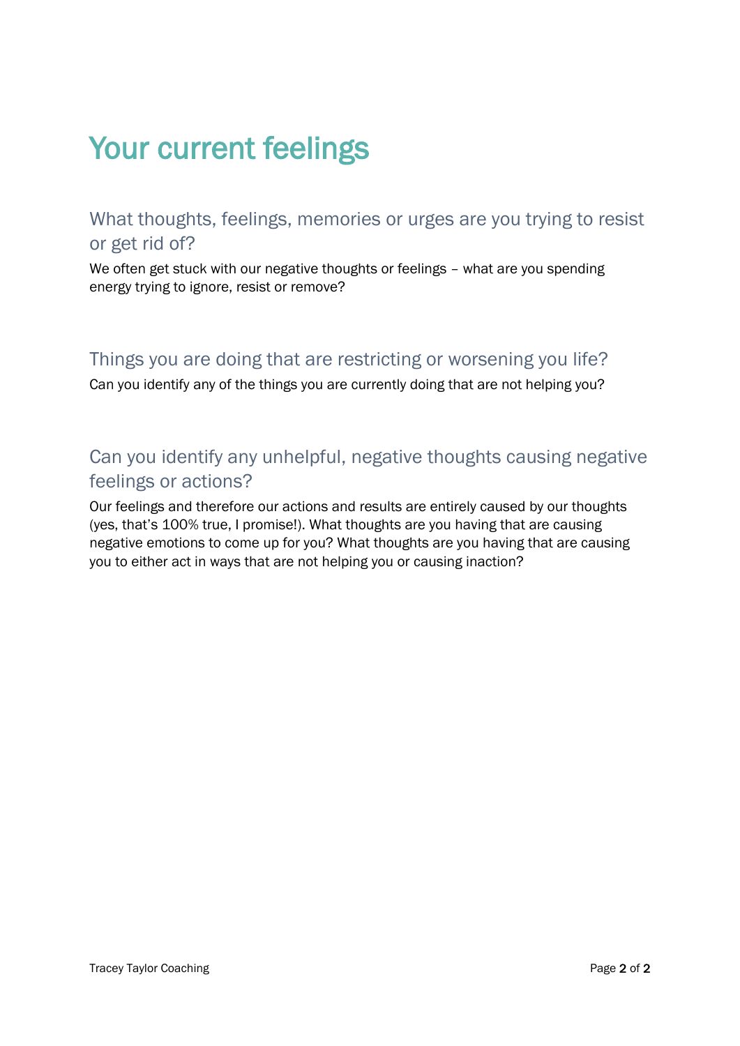# Your current feelings

## What thoughts, feelings, memories or urges are you trying to resist or get rid of?

We often get stuck with our negative thoughts or feelings – what are you spending energy trying to ignore, resist or remove?

## Things you are doing that are restricting or worsening you life?

Can you identify any of the things you are currently doing that are not helping you?

## Can you identify any unhelpful, negative thoughts causing negative feelings or actions?

Our feelings and therefore our actions and results are entirely caused by our thoughts (yes, that's 100% true, I promise!). What thoughts are you having that are causing negative emotions to come up for you? What thoughts are you having that are causing you to either act in ways that are not helping you or causing inaction?